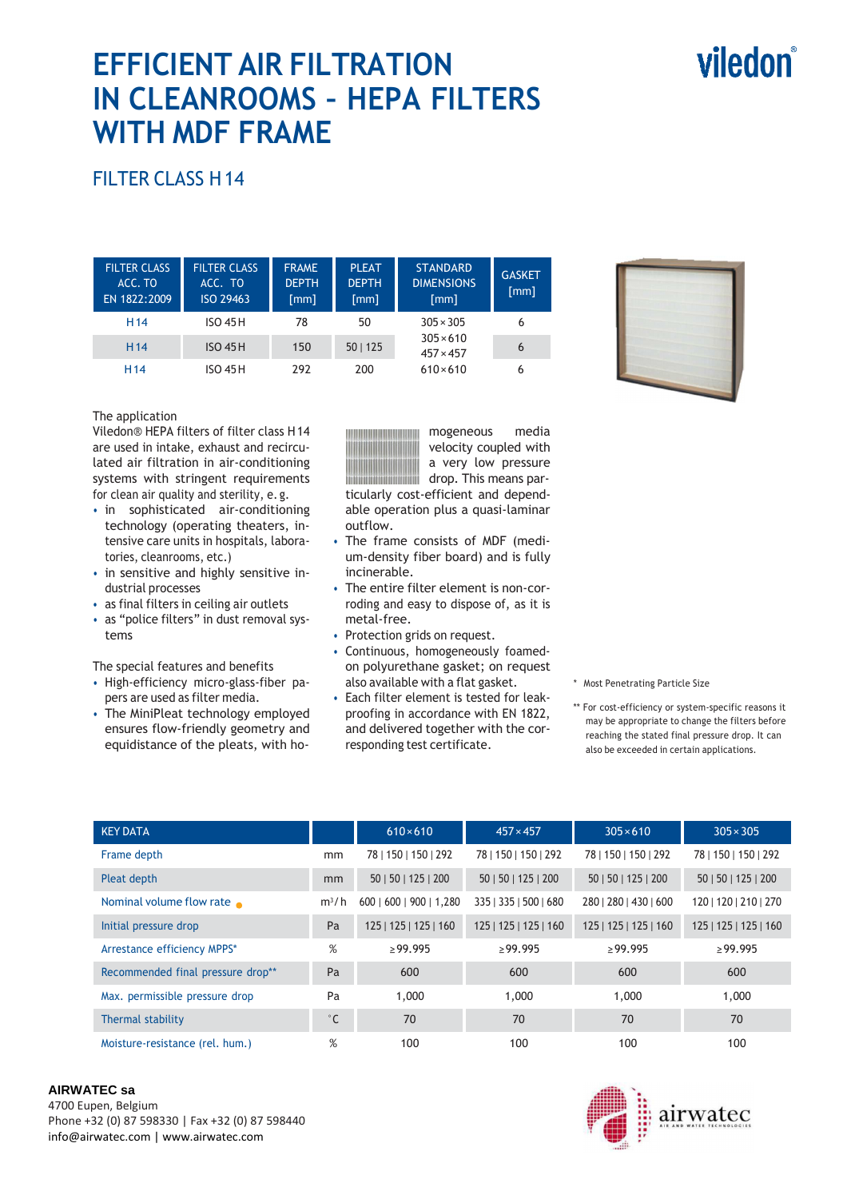# EFFICIENT AIR FILTRATION IN CLEANROOMS – HEPA FILTERS WITH MDF FRAME

viledon®

## FILTER CLASS H 14

| FILTER CLASS ACC. TO EN 1822:2009 | FILTER CLASS ACC. TO ISO 29463 | FRAME DEPTH [mm] | PLEAT DEPTH [mm] | STANDARD DIMENSIONS [mm] | GASKET [mm] |
|---|---|---|---|---|---|
| H 14 | ISO 45 H | 78 | 50 | 305 × 305 | 6 |
| H 14 | ISO 45 H | 150 | 50 \| 125 | 305 × 610<br>457 × 457 | 6 |
| H 14 | ISO 45 H | 292 | 200 | 610 × 610 | 6 |

The application

Viledon® HEPA filters of filter class H 14 are used in intake, exhaust and recirculated air filtration in air-conditioning systems with stringent requirements for clean air quality and sterility, e. g.

- in sophisticated air-conditioning technology (operating theaters, intensive care units in hospitals, laboratories, cleanrooms, etc.)
- in sensitive and highly sensitive industrial processes
- as final filters in ceiling air outlets
- as “police filters” in dust removal systems

The special features and benefits

- High-efficiency micro-glass-fiber papers are used as filter media.
- The MiniPleat technology employed ensures flow-friendly geometry and equidistance of the pleats, with homogeneous media velocity coupled with a very low pressure drop. This means particularly cost-efficient and dependable operation plus a quasi-laminar outflow.
- The frame consists of MDF (medium-density fiber board) and is fully incinerable.
- The entire filter element is non-corroding and easy to dispose of, as it is metal-free.
- Protection grids on request.
- Continuous, homogeneously foamed-on polyurethane gasket; on request also available with a flat gasket.
- Each filter element is tested for leakproofing in accordance with EN 1822, and delivered together with the corresponding test certificate.

\* Most Penetrating Particle Size

\*\* For cost-efficiency or system-specific reasons it may be appropriate to change the filters before reaching the stated final pressure drop. It can also be exceeded in certain applications.

| KEY DATA | | 610 × 610 | 457 × 457 | 305 × 610 | 305 × 305 |
|---|---|---|---|---|---|
| Frame depth | mm | 78 \| 150 \| 150 \| 292 | 78 \| 150 \| 150 \| 292 | 78 \| 150 \| 150 \| 292 | 78 \| 150 \| 150 \| 292 |
| Pleat depth | mm | 50 \| 50 \| 125 \| 200 | 50 \| 50 \| 125 \| 200 | 50 \| 50 \| 125 \| 200 | 50 \| 50 \| 125 \| 200 |
| Nominal volume flow rate ● | m³/h | 600 \| 600 \| 900 \| 1,280 | 335 \| 335 \| 500 \| 680 | 280 \| 280 \| 430 \| 600 | 120 \| 120 \| 210 \| 270 |
| Initial pressure drop | Pa | 125 \| 125 \| 125 \| 160 | 125 \| 125 \| 125 \| 160 | 125 \| 125 \| 125 \| 160 | 125 \| 125 \| 125 \| 160 |
| Arrestance efficiency MPPS* | % | ≥ 99.995 | ≥ 99.995 | ≥ 99.995 | ≥ 99.995 |
| Recommended final pressure drop** | Pa | 600 | 600 | 600 | 600 |
| Max. permissible pressure drop | Pa | 1,000 | 1,000 | 1,000 | 1,000 |
| Thermal stability | °C | 70 | 70 | 70 | 70 |
| Moisture-resistance (rel. hum.) | % | 100 | 100 | 100 | 100 |

**AIRWATEC sa**
4700 Eupen, Belgium
Phone +32 (0) 87 598330 | Fax +32 (0) 87 598440
info@airwatec.com | www.airwatec.com

airwatec
AIR AND WATER TECHNOLOGIES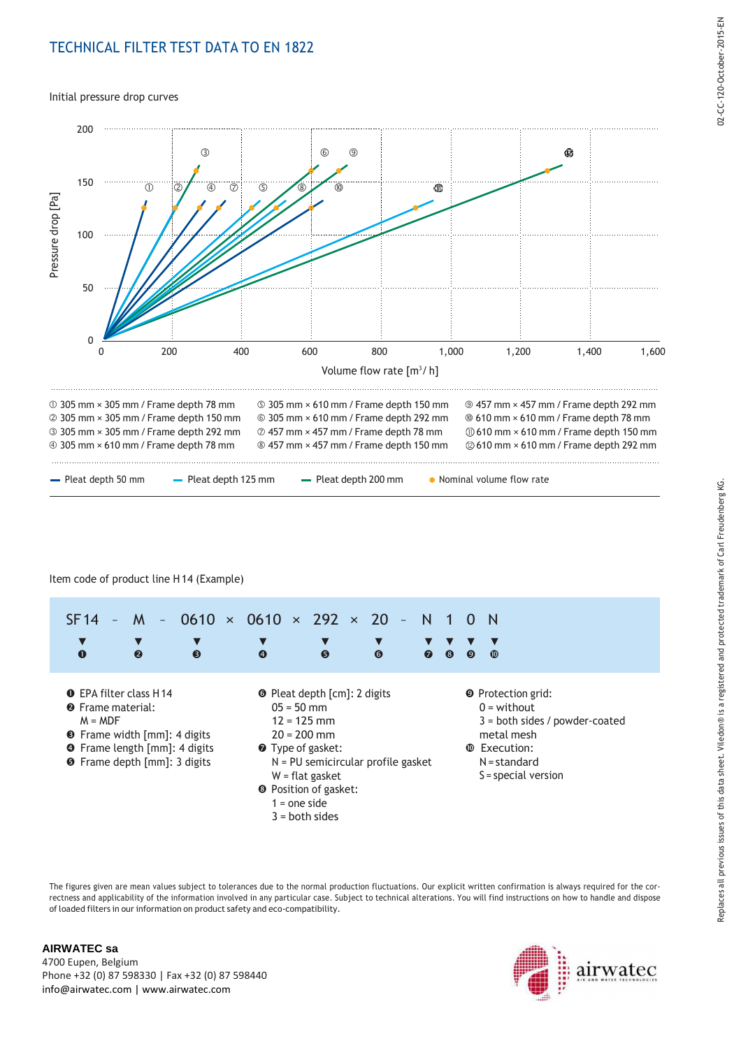## TECHNICAL FILTER TEST DATA TO EN 1822

Initial pressure drop curves

200
150
100
50
0
Pressure drop [Pa]
0
200
400
600
800
1,000
1,200
1,400
1,600
Volume flow rate [m³/ h]

① ② ③ ④ ⑤ ⑥ ⑦ ⑧ ⑨ ⑩ ⑪ ⑫

① 305 mm × 305 mm / Frame depth 78 mm
② 305 mm × 305 mm / Frame depth 150 mm
③ 305 mm × 305 mm / Frame depth 292 mm
④ 305 mm × 610 mm / Frame depth 78 mm
⑤ 305 mm × 610 mm / Frame depth 150 mm
⑥ 305 mm × 610 mm / Frame depth 292 mm
⑦ 457 mm × 457 mm / Frame depth 78 mm
⑧ 457 mm × 457 mm / Frame depth 150 mm
⑨ 457 mm × 457 mm / Frame depth 292 mm
⑩ 610 mm × 610 mm / Frame depth 78 mm
⑪ 610 mm × 610 mm / Frame depth 150 mm
⑫ 610 mm × 610 mm / Frame depth 292 mm

Pleat depth 50 mm
Pleat depth 125 mm
Pleat depth 200 mm
Nominal volume flow rate

Item code of product line H 14 (Example)

SF14 – M – 0610 × 0610 × 292 × 20 – N 1 0 N

❶ ❷ ❸ ❹ ❺ ❻ ❼ ❽ ❾ ❿

- ❶ EPA filter class H 14
- ❷ Frame material:
  M = MDF
- ❸ Frame width [mm]: 4 digits
- ❹ Frame length [mm]: 4 digits
- ❺ Frame depth [mm]: 3 digits
- ❻ Pleat depth [cm]: 2 digits
  05 = 50 mm
  12 = 125 mm
  20 = 200 mm
- ❼ Type of gasket:
  N = PU semicircular profile gasket
  W = flat gasket
- ❽ Position of gasket:
  1 = one side
  3 = both sides
- ❾ Protection grid:
  0 = without
  3 = both sides / powder-coated metal mesh
- ❿ Execution:
  N = standard
  S = special version

The figures given are mean values subject to tolerances due to the normal production fluctuations. Our explicit written confirmation is always required for the correctness and applicability of the information involved in any particular case. Subject to technical alterations. You will find instructions on how to handle and dispose of loaded filters in our information on product safety and eco-compatibility.

Replaces all previous issues of this data sheet. Viledon® is a registered and protected trademark of Carl Freudenberg KG.

02-CC-120-October-2015-EN

**AIRWATEC sa**
4700 Eupen, Belgium
Phone +32 (0) 87 598330 | Fax +32 (0) 87 598440
info@airwatec.com | www.airwatec.com